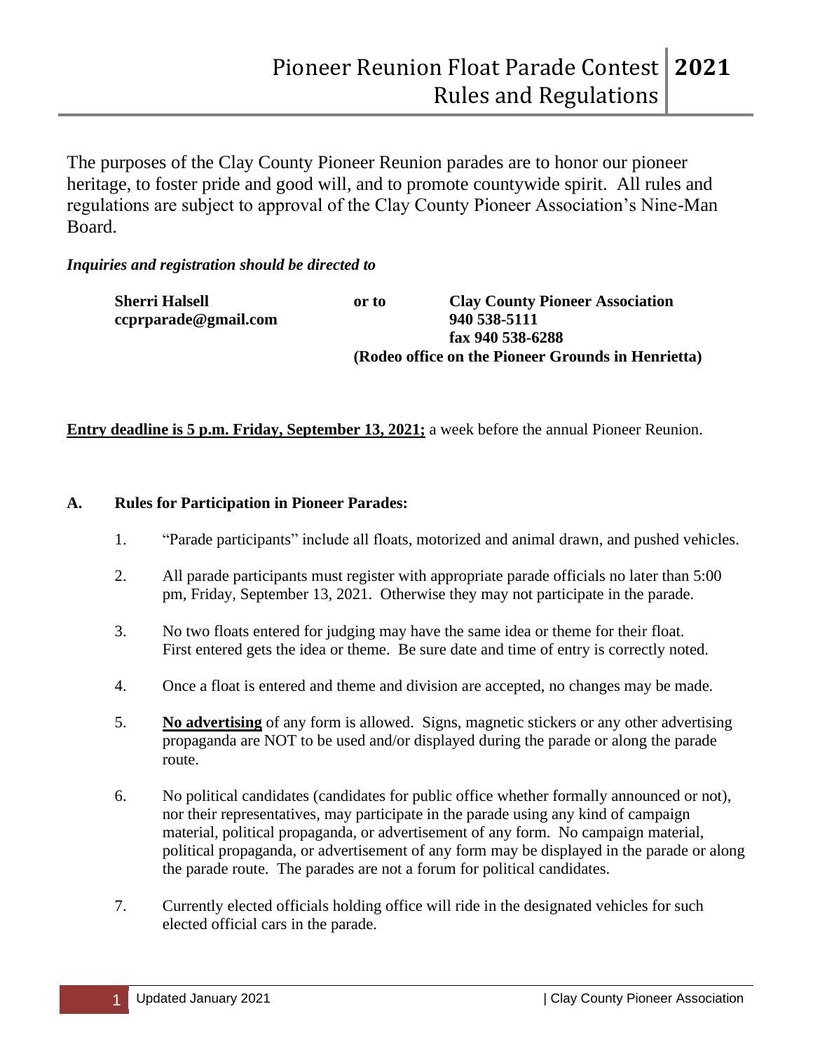# Pioneer Reunion Float Parade Contest Rules and Regulations **2021**

The purposes of the Clay County Pioneer Reunion parades are to honor our pioneer heritage, to foster pride and good will, and to promote countywide spirit. All rules and regulations are subject to approval of the Clay County Pioneer Association's Nine-Man Board.

***Inquiries and registration should be directed to***

**Sherri Halsell**
**ccprparade@gmail.com**

**or to**

**Clay County Pioneer Association**
**940 538-5111**
**fax 940 538-6288**
**(Rodeo office on the Pioneer Grounds in Henrietta)**

**Entry deadline is 5 p.m. Friday, September 13, 2021;** a week before the annual Pioneer Reunion.

## A. Rules for Participation in Pioneer Parades:

1. "Parade participants" include all floats, motorized and animal drawn, and pushed vehicles.
2. All parade participants must register with appropriate parade officials no later than 5:00 pm, Friday, September 13, 2021. Otherwise they may not participate in the parade.
3. No two floats entered for judging may have the same idea or theme for their float. First entered gets the idea or theme. Be sure date and time of entry is correctly noted.
4. Once a float is entered and theme and division are accepted, no changes may be made.
5. **No advertising** of any form is allowed. Signs, magnetic stickers or any other advertising propaganda are NOT to be used and/or displayed during the parade or along the parade route.
6. No political candidates (candidates for public office whether formally announced or not), nor their representatives, may participate in the parade using any kind of campaign material, political propaganda, or advertisement of any form. No campaign material, political propaganda, or advertisement of any form may be displayed in the parade or along the parade route. The parades are not a forum for political candidates.
7. Currently elected officials holding office will ride in the designated vehicles for such elected official cars in the parade.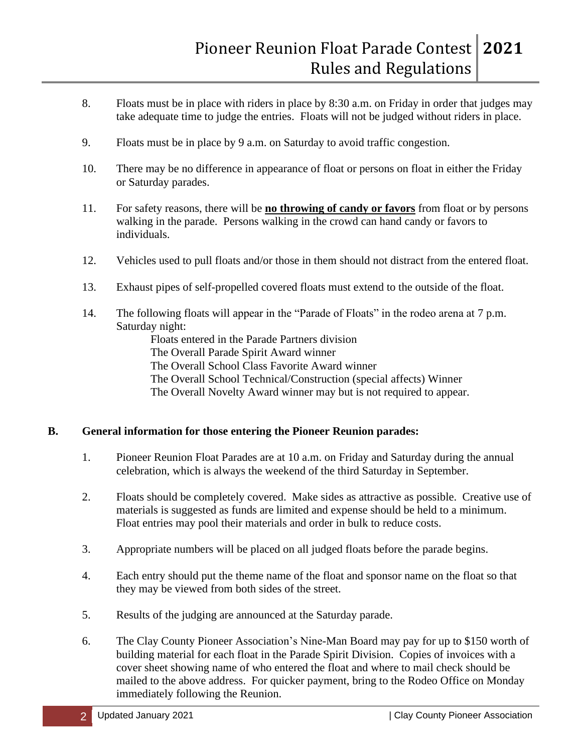8. Floats must be in place with riders in place by 8:30 a.m. on Friday in order that judges may take adequate time to judge the entries. Floats will not be judged without riders in place.

9. Floats must be in place by 9 a.m. on Saturday to avoid traffic congestion.

10. There may be no difference in appearance of float or persons on float in either the Friday or Saturday parades.

11. For safety reasons, there will be **<u>no throwing of candy or favors</u>** from float or by persons walking in the parade. Persons walking in the crowd can hand candy or favors to individuals.

12. Vehicles used to pull floats and/or those in them should not distract from the entered float.

13. Exhaust pipes of self-propelled covered floats must extend to the outside of the float.

14. The following floats will appear in the "Parade of Floats" in the rodeo arena at 7 p.m. Saturday night:

    Floats entered in the Parade Partners division
    The Overall Parade Spirit Award winner
    The Overall School Class Favorite Award winner
    The Overall School Technical/Construction (special affects) Winner
    The Overall Novelty Award winner may but is not required to appear.

**B. General information for those entering the Pioneer Reunion parades:**

1. Pioneer Reunion Float Parades are at 10 a.m. on Friday and Saturday during the annual celebration, which is always the weekend of the third Saturday in September.

2. Floats should be completely covered. Make sides as attractive as possible. Creative use of materials is suggested as funds are limited and expense should be held to a minimum. Float entries may pool their materials and order in bulk to reduce costs.

3. Appropriate numbers will be placed on all judged floats before the parade begins.

4. Each entry should put the theme name of the float and sponsor name on the float so that they may be viewed from both sides of the street.

5. Results of the judging are announced at the Saturday parade.

6. The Clay County Pioneer Association's Nine-Man Board may pay for up to $150 worth of building material for each float in the Parade Spirit Division. Copies of invoices with a cover sheet showing name of who entered the float and where to mail check should be mailed to the above address. For quicker payment, bring to the Rodeo Office on Monday immediately following the Reunion.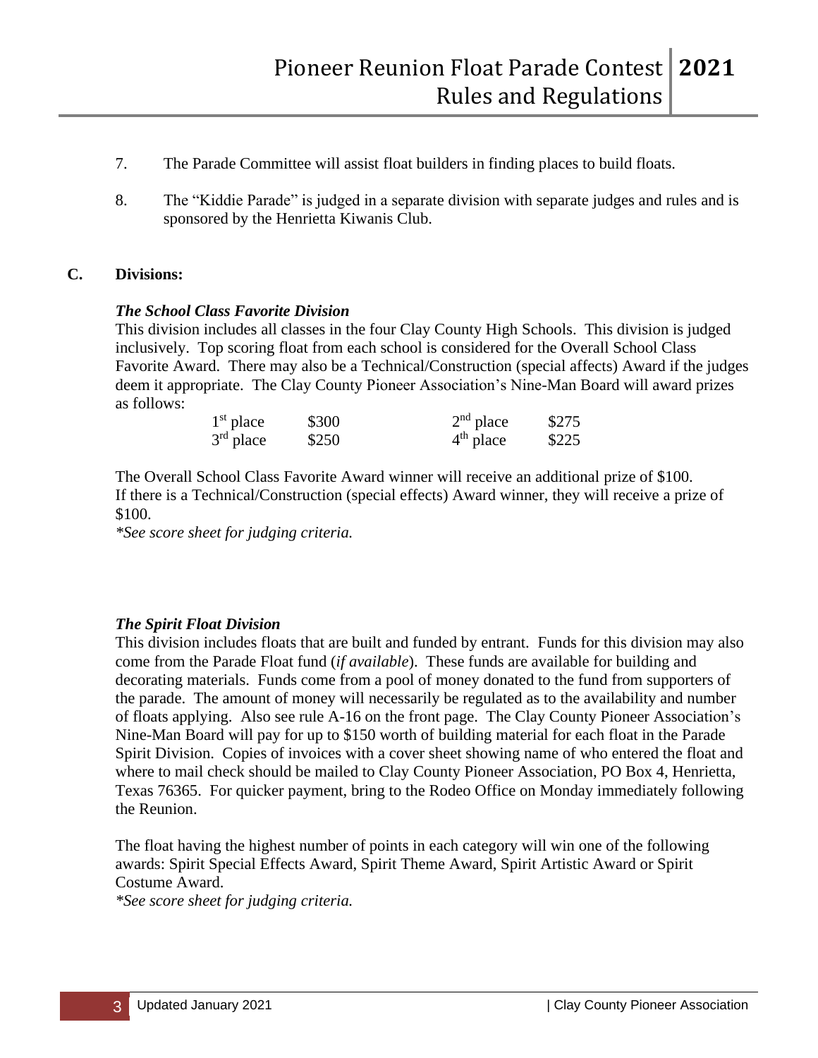7. The Parade Committee will assist float builders in finding places to build floats.

8. The "Kiddie Parade" is judged in a separate division with separate judges and rules and is sponsored by the Henrietta Kiwanis Club.

## C. Divisions:

### *The School Class Favorite Division*

This division includes all classes in the four Clay County High Schools. This division is judged inclusively. Top scoring float from each school is considered for the Overall School Class Favorite Award. There may also be a Technical/Construction (special affects) Award if the judges deem it appropriate. The Clay County Pioneer Association's Nine-Man Board will award prizes as follows:

| | | | |
|---|---|---|---|
| 1st place | $300 | 2nd place | $275 |
| 3rd place | $250 | 4th place | $225 |

The Overall School Class Favorite Award winner will receive an additional prize of $100. If there is a Technical/Construction (special effects) Award winner, they will receive a prize of $100.

*\*See score sheet for judging criteria.*

### *The Spirit Float Division*

This division includes floats that are built and funded by entrant. Funds for this division may also come from the Parade Float fund (*if available*). These funds are available for building and decorating materials. Funds come from a pool of money donated to the fund from supporters of the parade. The amount of money will necessarily be regulated as to the availability and number of floats applying. Also see rule A-16 on the front page. The Clay County Pioneer Association's Nine-Man Board will pay for up to $150 worth of building material for each float in the Parade Spirit Division. Copies of invoices with a cover sheet showing name of who entered the float and where to mail check should be mailed to Clay County Pioneer Association, PO Box 4, Henrietta, Texas 76365. For quicker payment, bring to the Rodeo Office on Monday immediately following the Reunion.

The float having the highest number of points in each category will win one of the following awards: Spirit Special Effects Award, Spirit Theme Award, Spirit Artistic Award or Spirit Costume Award.

*\*See score sheet for judging criteria.*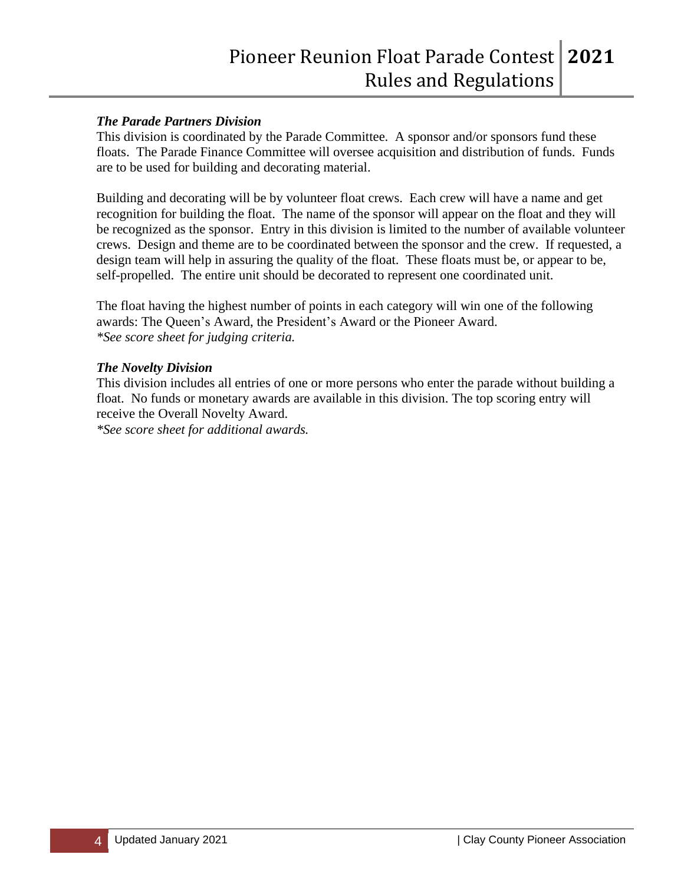### *The Parade Partners Division*

This division is coordinated by the Parade Committee. A sponsor and/or sponsors fund these floats. The Parade Finance Committee will oversee acquisition and distribution of funds. Funds are to be used for building and decorating material.

Building and decorating will be by volunteer float crews. Each crew will have a name and get recognition for building the float. The name of the sponsor will appear on the float and they will be recognized as the sponsor. Entry in this division is limited to the number of available volunteer crews. Design and theme are to be coordinated between the sponsor and the crew. If requested, a design team will help in assuring the quality of the float. These floats must be, or appear to be, self-propelled. The entire unit should be decorated to represent one coordinated unit.

The float having the highest number of points in each category will win one of the following awards: The Queen's Award, the President's Award or the Pioneer Award.
*\*See score sheet for judging criteria.*

### *The Novelty Division*

This division includes all entries of one or more persons who enter the parade without building a float. No funds or monetary awards are available in this division. The top scoring entry will receive the Overall Novelty Award.
*\*See score sheet for additional awards.*